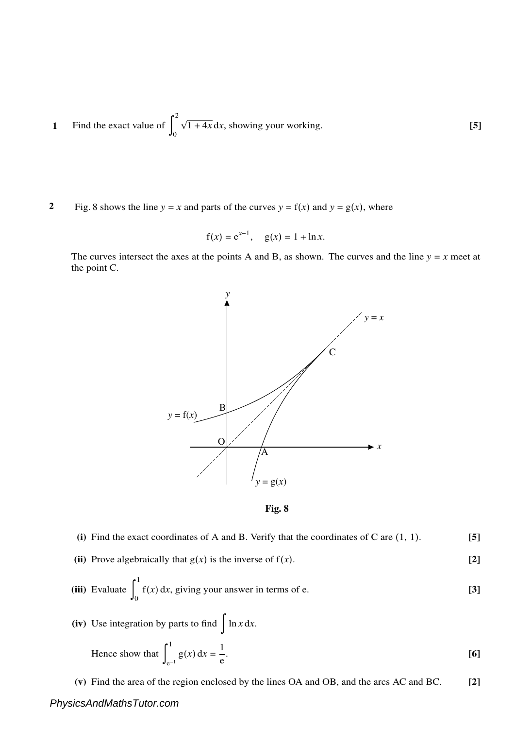**1** Find the exact value of $\int_0^2 \sqrt{1+4x}\,\mathrm{d}x$, showing your working. **[5]**

**2** Fig. 8 shows the line $y = x$ and parts of the curves $y = \mathrm{f}(x)$ and $y = \mathrm{g}(x)$, where

$$\mathrm{f}(x) = \mathrm{e}^{x-1}, \quad \mathrm{g}(x) = 1 + \ln x.$$

The curves intersect the axes at the points A and B, as shown. The curves and the line $y = x$ meet at the point C.

**Fig. 8**

**(i)** Find the exact coordinates of A and B. Verify that the coordinates of C are (1, 1). **[5]**

**(ii)** Prove algebraically that $\mathrm{g}(x)$ is the inverse of $\mathrm{f}(x)$. **[2]**

**(iii)** Evaluate $\int_0^1 \mathrm{f}(x)\,\mathrm{d}x$, giving your answer in terms of e. **[3]**

**(iv)** Use integration by parts to find $\int \ln x\,\mathrm{d}x$.

Hence show that $\int_{\mathrm{e}^{-1}}^{1} \mathrm{g}(x)\,\mathrm{d}x = \frac{1}{\mathrm{e}}$. **[6]**

**(v)** Find the area of the region enclosed by the lines OA and OB, and the arcs AC and BC. **[2]**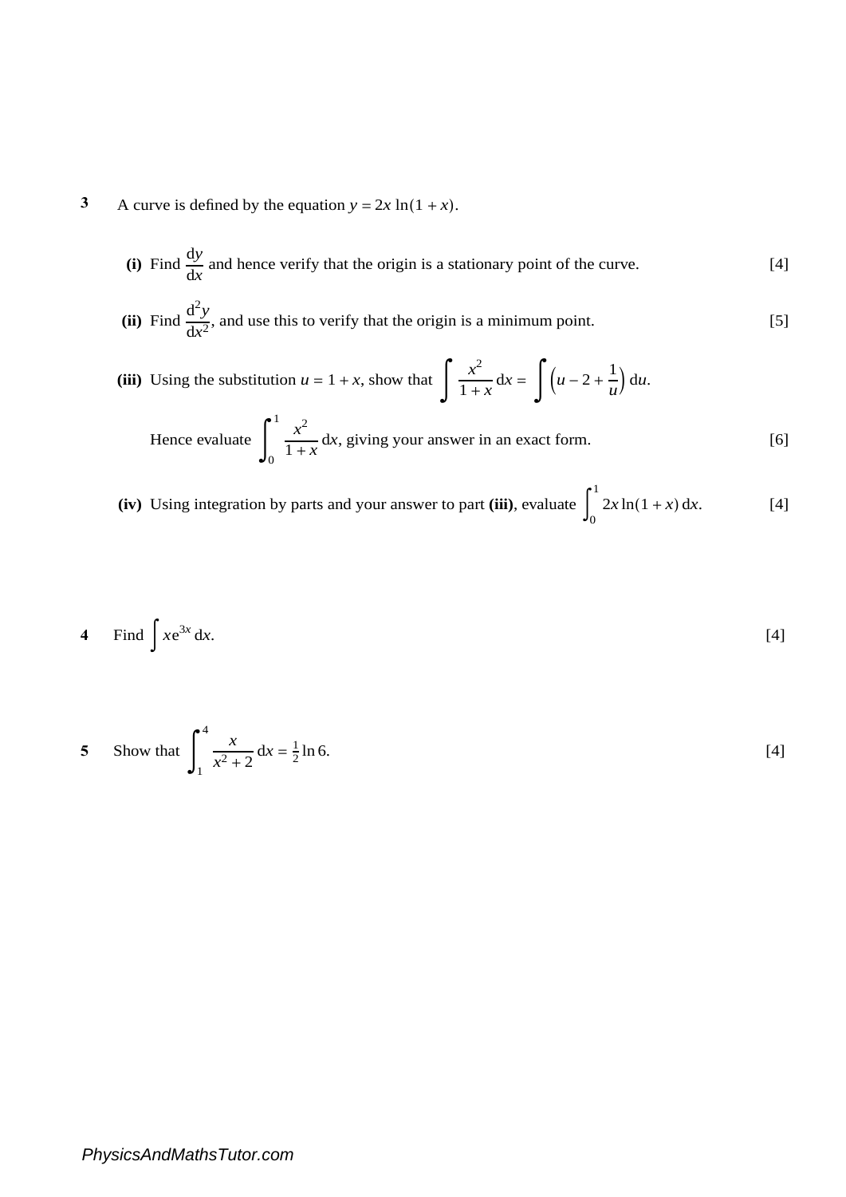**3** A curve is defined by the equation $y = 2x \ln(1 + x)$.

**(i)** Find $\frac{dy}{dx}$ and hence verify that the origin is a stationary point of the curve. [4]

**(ii)** Find $\frac{d^2y}{dx^2}$, and use this to verify that the origin is a minimum point. [5]

**(iii)** Using the substitution $u = 1 + x$, show that $\int \frac{x^2}{1+x}\,dx = \int \left(u - 2 + \frac{1}{u}\right) du$.

Hence evaluate $\int_0^1 \frac{x^2}{1+x}\,dx$, giving your answer in an exact form. [6]

**(iv)** Using integration by parts and your answer to part **(iii)**, evaluate $\int_0^1 2x \ln(1 + x)\,dx$. [4]

**4** Find $\int x e^{3x}\,dx$. [4]

**5** Show that $\int_1^4 \frac{x}{x^2 + 2}\,dx = \frac{1}{2} \ln 6$. [4]